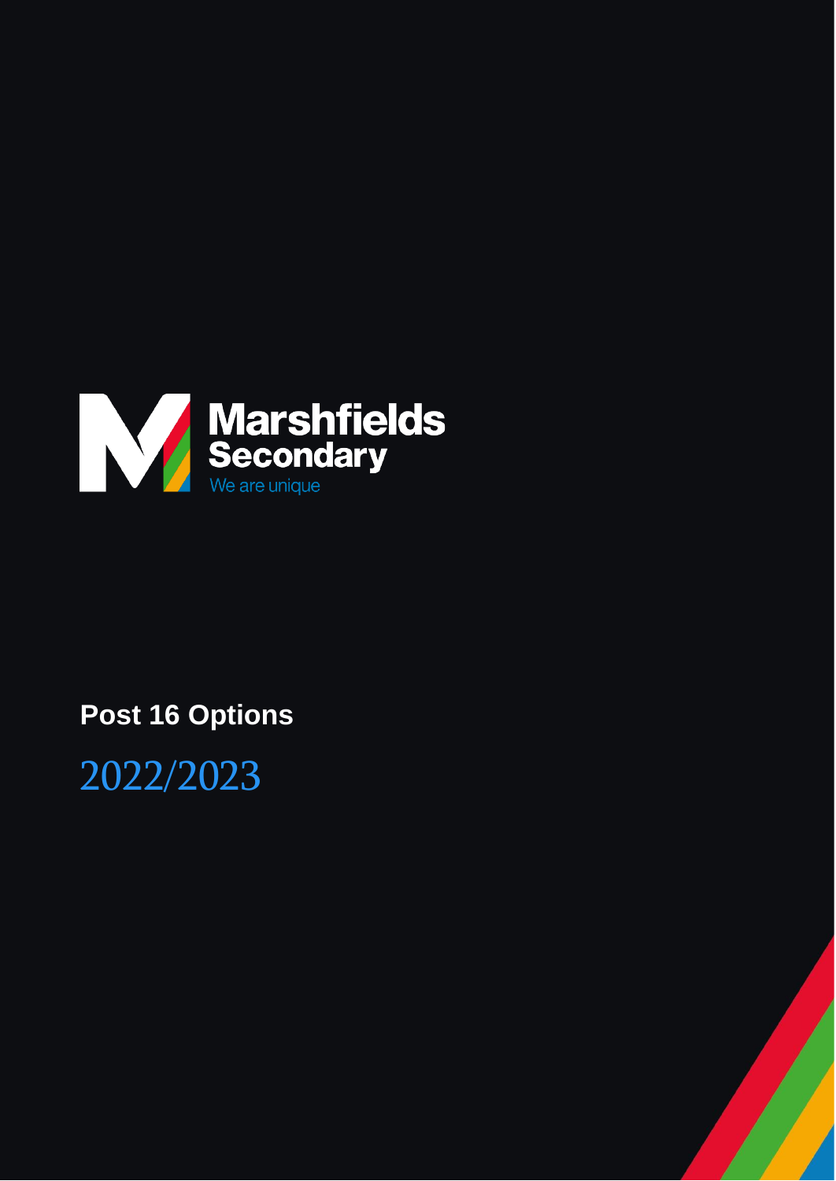Marshfields Secondary

We are unique

# Post 16 Options

2022/2023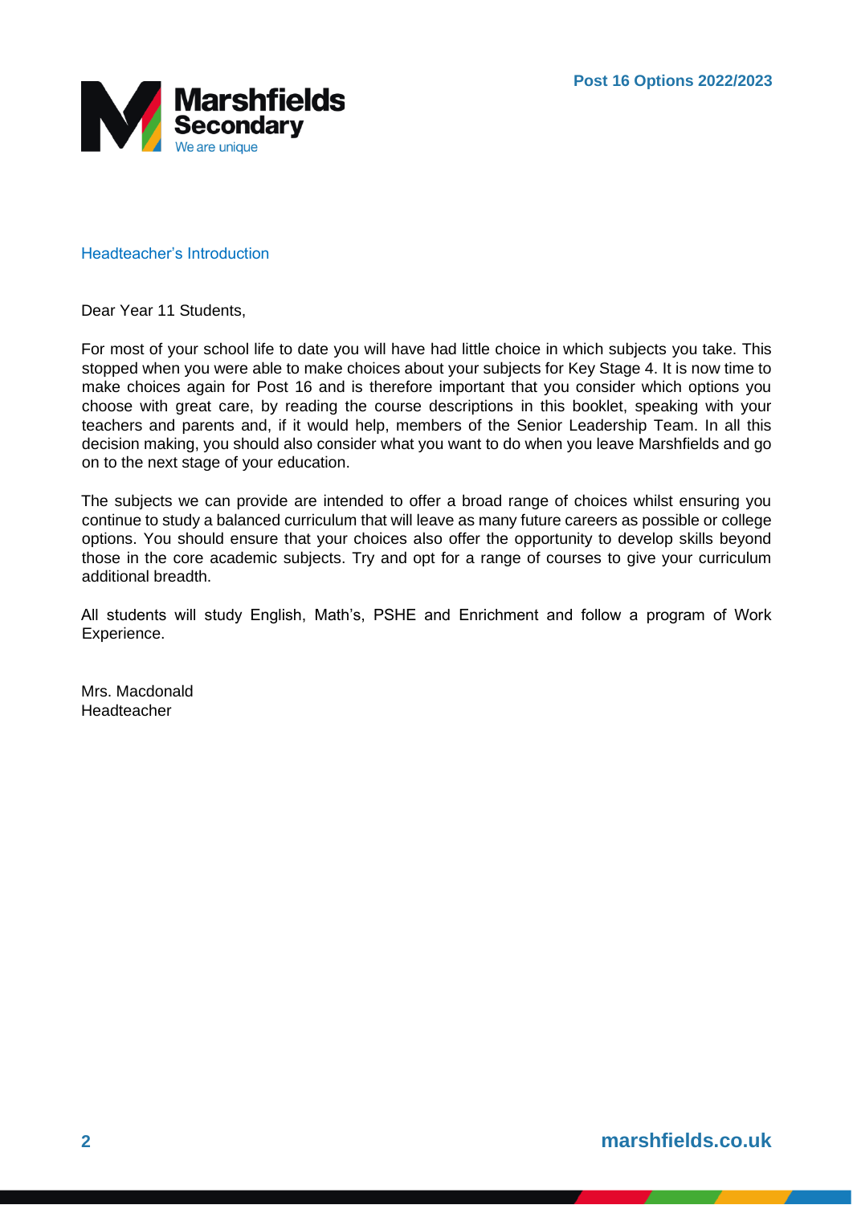## Headteacher's Introduction

Dear Year 11 Students,

For most of your school life to date you will have had little choice in which subjects you take. This stopped when you were able to make choices about your subjects for Key Stage 4. It is now time to make choices again for Post 16 and is therefore important that you consider which options you choose with great care, by reading the course descriptions in this booklet, speaking with your teachers and parents and, if it would help, members of the Senior Leadership Team. In all this decision making, you should also consider what you want to do when you leave Marshfields and go on to the next stage of your education.

The subjects we can provide are intended to offer a broad range of choices whilst ensuring you continue to study a balanced curriculum that will leave as many future careers as possible or college options. You should ensure that your choices also offer the opportunity to develop skills beyond those in the core academic subjects. Try and opt for a range of courses to give your curriculum additional breadth.

All students will study English, Math's, PSHE and Enrichment and follow a program of Work Experience.

Mrs. Macdonald
Headteacher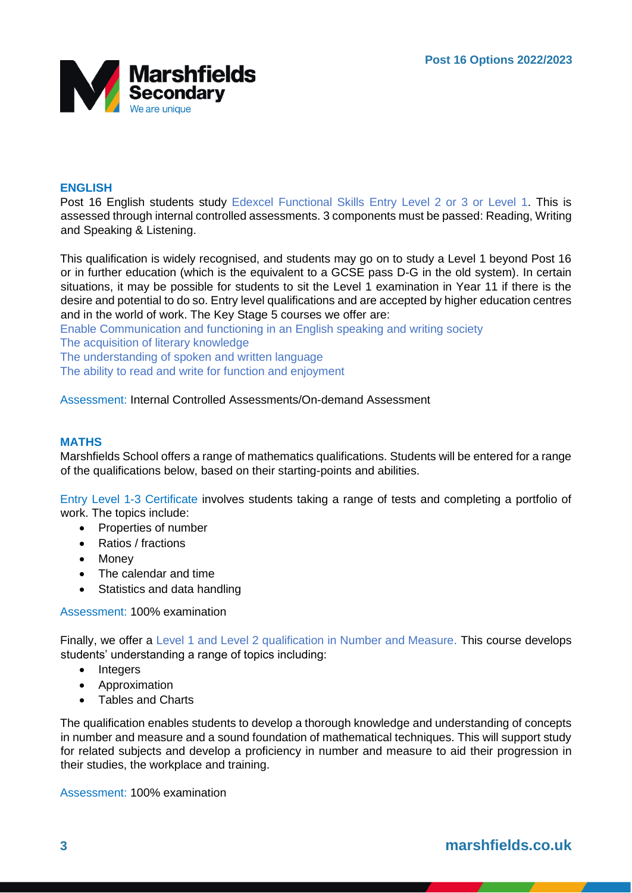## ENGLISH

Post 16 English students study Edexcel Functional Skills Entry Level 2 or 3 or Level 1. This is assessed through internal controlled assessments. 3 components must be passed: Reading, Writing and Speaking & Listening.

This qualification is widely recognised, and students may go on to study a Level 1 beyond Post 16 or in further education (which is the equivalent to a GCSE pass D-G in the old system). In certain situations, it may be possible for students to sit the Level 1 examination in Year 11 if there is the desire and potential to do so. Entry level qualifications and are accepted by higher education centres and in the world of work. The Key Stage 5 courses we offer are:

Enable Communication and functioning in an English speaking and writing society
The acquisition of literary knowledge
The understanding of spoken and written language
The ability to read and write for function and enjoyment

Assessment: Internal Controlled Assessments/On-demand Assessment

## MATHS

Marshfields School offers a range of mathematics qualifications. Students will be entered for a range of the qualifications below, based on their starting-points and abilities.

Entry Level 1-3 Certificate involves students taking a range of tests and completing a portfolio of work. The topics include:

- Properties of number
- Ratios / fractions
- Money
- The calendar and time
- Statistics and data handling

Assessment: 100% examination

Finally, we offer a Level 1 and Level 2 qualification in Number and Measure. This course develops students' understanding a range of topics including:

- Integers
- Approximation
- Tables and Charts

The qualification enables students to develop a thorough knowledge and understanding of concepts in number and measure and a sound foundation of mathematical techniques. This will support study for related subjects and develop a proficiency in number and measure to aid their progression in their studies, the workplace and training.

Assessment: 100% examination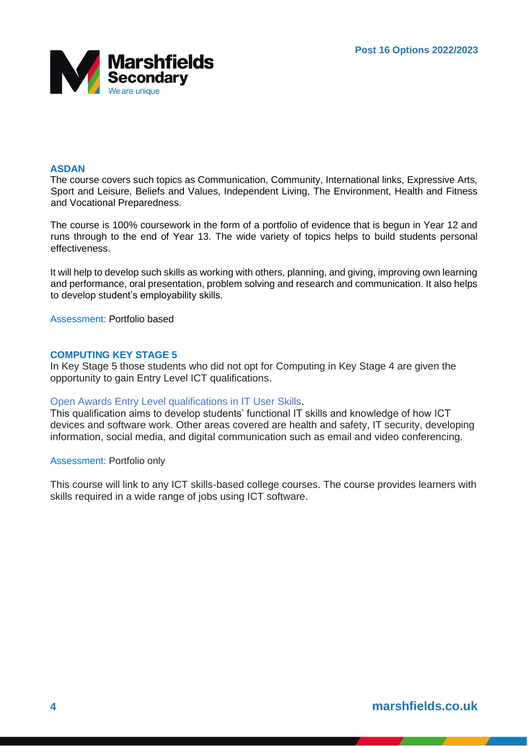## ASDAN

The course covers such topics as Communication, Community, International links, Expressive Arts, Sport and Leisure, Beliefs and Values, Independent Living, The Environment, Health and Fitness and Vocational Preparedness.

The course is 100% coursework in the form of a portfolio of evidence that is begun in Year 12 and runs through to the end of Year 13. The wide variety of topics helps to build students personal effectiveness.

It will help to develop such skills as working with others, planning, and giving, improving own learning and performance, oral presentation, problem solving and research and communication. It also helps to develop student's employability skills.

Assessment: Portfolio based

## COMPUTING KEY STAGE 5

In Key Stage 5 those students who did not opt for Computing in Key Stage 4 are given the opportunity to gain Entry Level ICT qualifications.

### Open Awards Entry Level qualifications in IT User Skills.

This qualification aims to develop students' functional IT skills and knowledge of how ICT devices and software work. Other areas covered are health and safety, IT security, developing information, social media, and digital communication such as email and video conferencing.

Assessment: Portfolio only

This course will link to any ICT skills-based college courses. The course provides learners with skills required in a wide range of jobs using ICT software.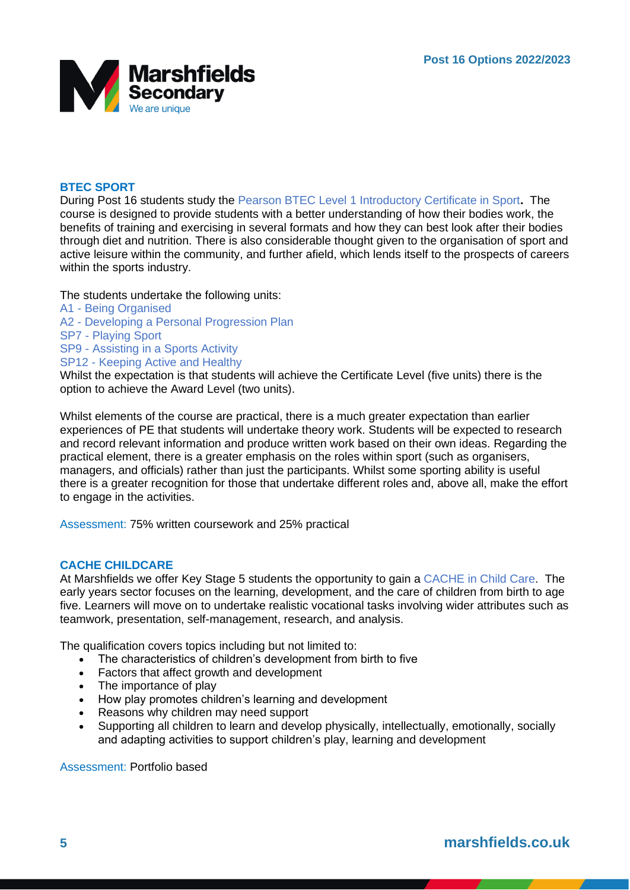## BTEC SPORT

During Post 16 students study the Pearson BTEC Level 1 Introductory Certificate in Sport**.** The course is designed to provide students with a better understanding of how their bodies work, the benefits of training and exercising in several formats and how they can best look after their bodies through diet and nutrition. There is also considerable thought given to the organisation of sport and active leisure within the community, and further afield, which lends itself to the prospects of careers within the sports industry.

The students undertake the following units:

A1 - Being Organised
A2 - Developing a Personal Progression Plan
SP7 - Playing Sport
SP9 - Assisting in a Sports Activity
SP12 - Keeping Active and Healthy

Whilst the expectation is that students will achieve the Certificate Level (five units) there is the option to achieve the Award Level (two units).

Whilst elements of the course are practical, there is a much greater expectation than earlier experiences of PE that students will undertake theory work. Students will be expected to research and record relevant information and produce written work based on their own ideas. Regarding the practical element, there is a greater emphasis on the roles within sport (such as organisers, managers, and officials) rather than just the participants. Whilst some sporting ability is useful there is a greater recognition for those that undertake different roles and, above all, make the effort to engage in the activities.

Assessment: 75% written coursework and 25% practical

## CACHE CHILDCARE

At Marshfields we offer Key Stage 5 students the opportunity to gain a CACHE in Child Care. The early years sector focuses on the learning, development, and the care of children from birth to age five. Learners will move on to undertake realistic vocational tasks involving wider attributes such as teamwork, presentation, self-management, research, and analysis.

The qualification covers topics including but not limited to:

- The characteristics of children's development from birth to five
- Factors that affect growth and development
- The importance of play
- How play promotes children's learning and development
- Reasons why children may need support
- Supporting all children to learn and develop physically, intellectually, emotionally, socially and adapting activities to support children's play, learning and development

Assessment: Portfolio based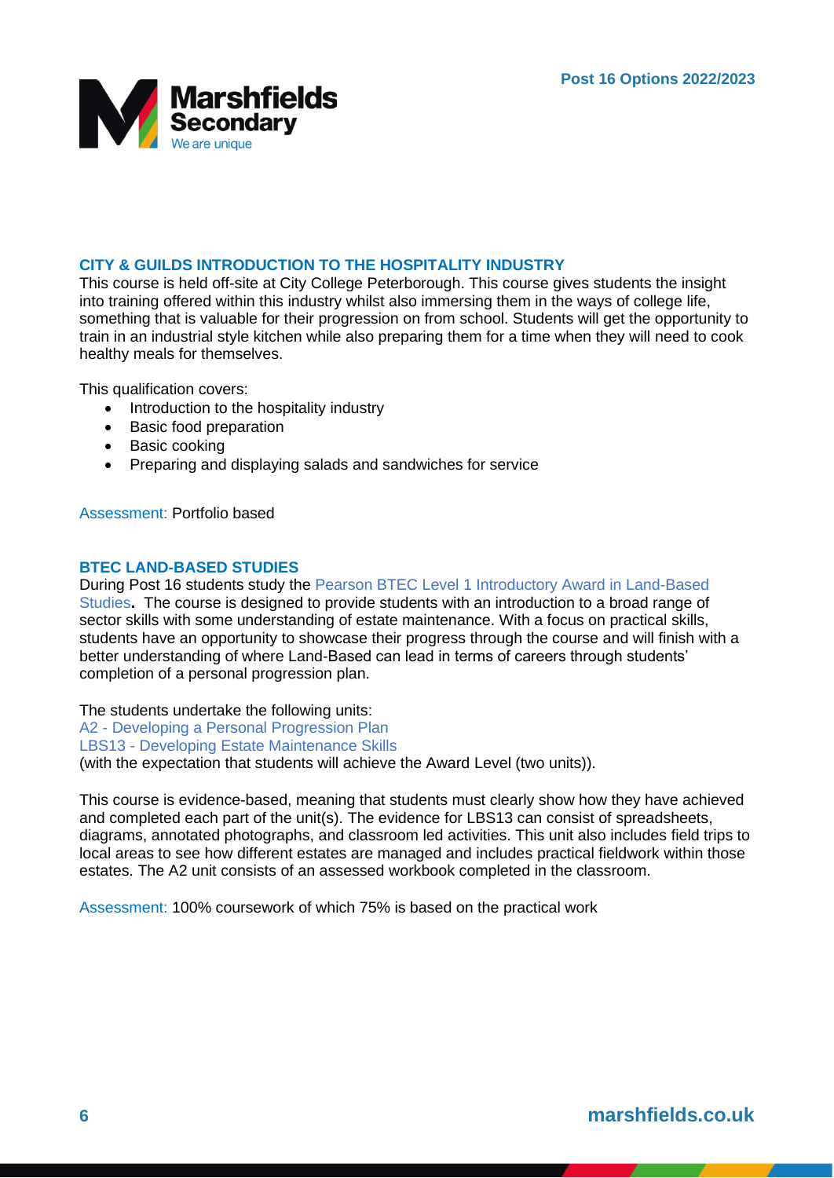## CITY & GUILDS INTRODUCTION TO THE HOSPITALITY INDUSTRY

This course is held off-site at City College Peterborough. This course gives students the insight into training offered within this industry whilst also immersing them in the ways of college life, something that is valuable for their progression on from school. Students will get the opportunity to train in an industrial style kitchen while also preparing them for a time when they will need to cook healthy meals for themselves.

This qualification covers:

- Introduction to the hospitality industry
- Basic food preparation
- Basic cooking
- Preparing and displaying salads and sandwiches for service

Assessment: Portfolio based

## BTEC LAND-BASED STUDIES

During Post 16 students study the Pearson BTEC Level 1 Introductory Award in Land-Based Studies**.** The course is designed to provide students with an introduction to a broad range of sector skills with some understanding of estate maintenance. With a focus on practical skills, students have an opportunity to showcase their progress through the course and will finish with a better understanding of where Land-Based can lead in terms of careers through students' completion of a personal progression plan.

The students undertake the following units:
A2 - Developing a Personal Progression Plan
LBS13 - Developing Estate Maintenance Skills
(with the expectation that students will achieve the Award Level (two units)).

This course is evidence-based, meaning that students must clearly show how they have achieved and completed each part of the unit(s). The evidence for LBS13 can consist of spreadsheets, diagrams, annotated photographs, and classroom led activities. This unit also includes field trips to local areas to see how different estates are managed and includes practical fieldwork within those estates. The A2 unit consists of an assessed workbook completed in the classroom.

Assessment: 100% coursework of which 75% is based on the practical work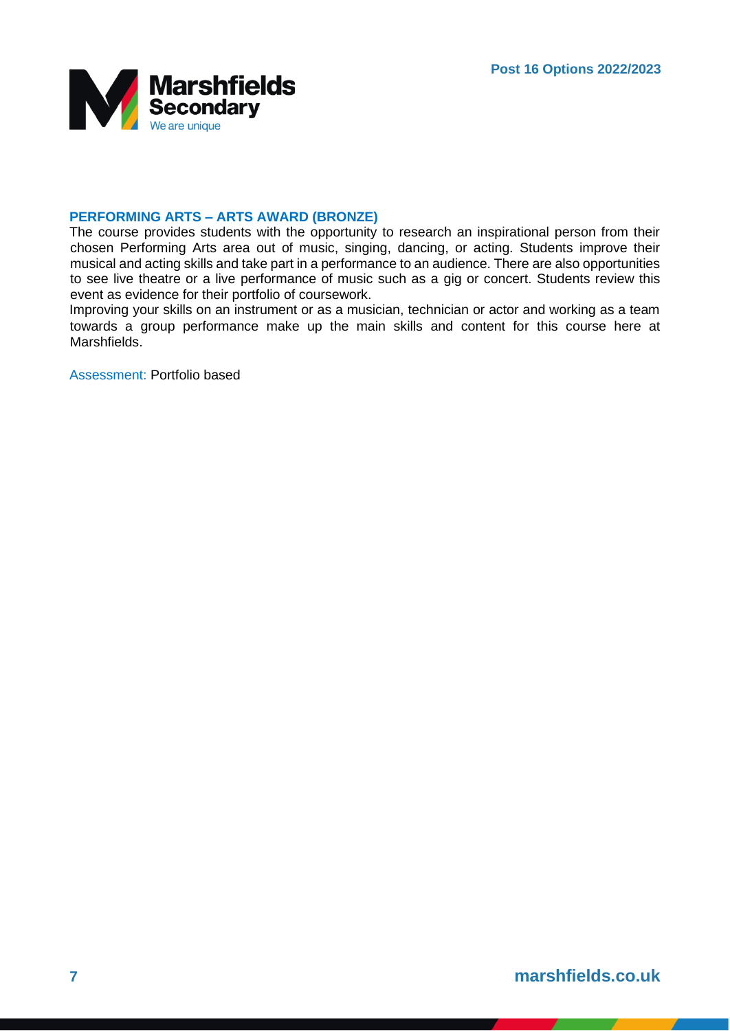## PERFORMING ARTS – ARTS AWARD (BRONZE)

The course provides students with the opportunity to research an inspirational person from their chosen Performing Arts area out of music, singing, dancing, or acting. Students improve their musical and acting skills and take part in a performance to an audience. There are also opportunities to see live theatre or a live performance of music such as a gig or concert. Students review this event as evidence for their portfolio of coursework.

Improving your skills on an instrument or as a musician, technician or actor and working as a team towards a group performance make up the main skills and content for this course here at Marshfields.

Assessment: Portfolio based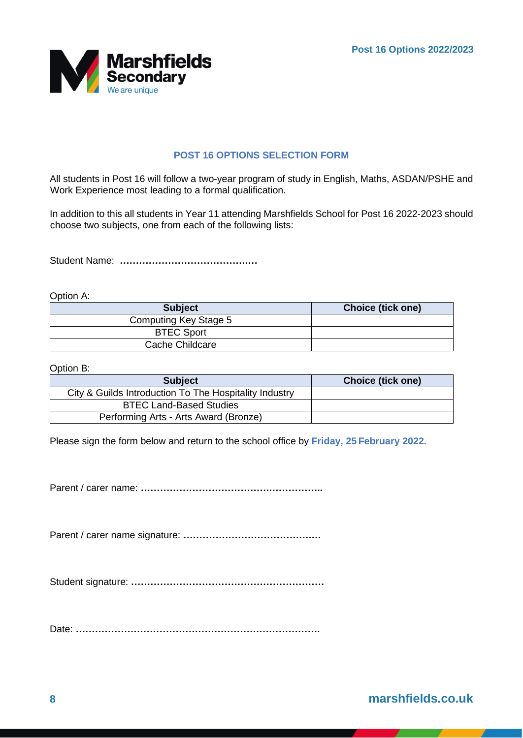# POST 16 OPTIONS SELECTION FORM

All students in Post 16 will follow a two-year program of study in English, Maths, ASDAN/PSHE and Work Experience most leading to a formal qualification.

In addition to this all students in Year 11 attending Marshfields School for Post 16 2022-2023 should choose two subjects, one from each of the following lists:

Student Name: ……………………………….…

Option A:

| Subject | Choice (tick one) |
|---|---|
| Computing Key Stage 5 | |
| BTEC Sport | |
| Cache Childcare | |

Option B:

| Subject | Choice (tick one) |
|---|---|
| City & Guilds Introduction To The Hospitality Industry | |
| BTEC Land-Based Studies | |
| Performing Arts - Arts Award (Bronze) | |

Please sign the form below and return to the school office by **Friday, 25 February 2022.**

Parent / carer name: …………………………………………………..

Parent / carer name signature: ……………………………….…..

Student signature: ……………………………………………………

Date: ………………………………………………………………….